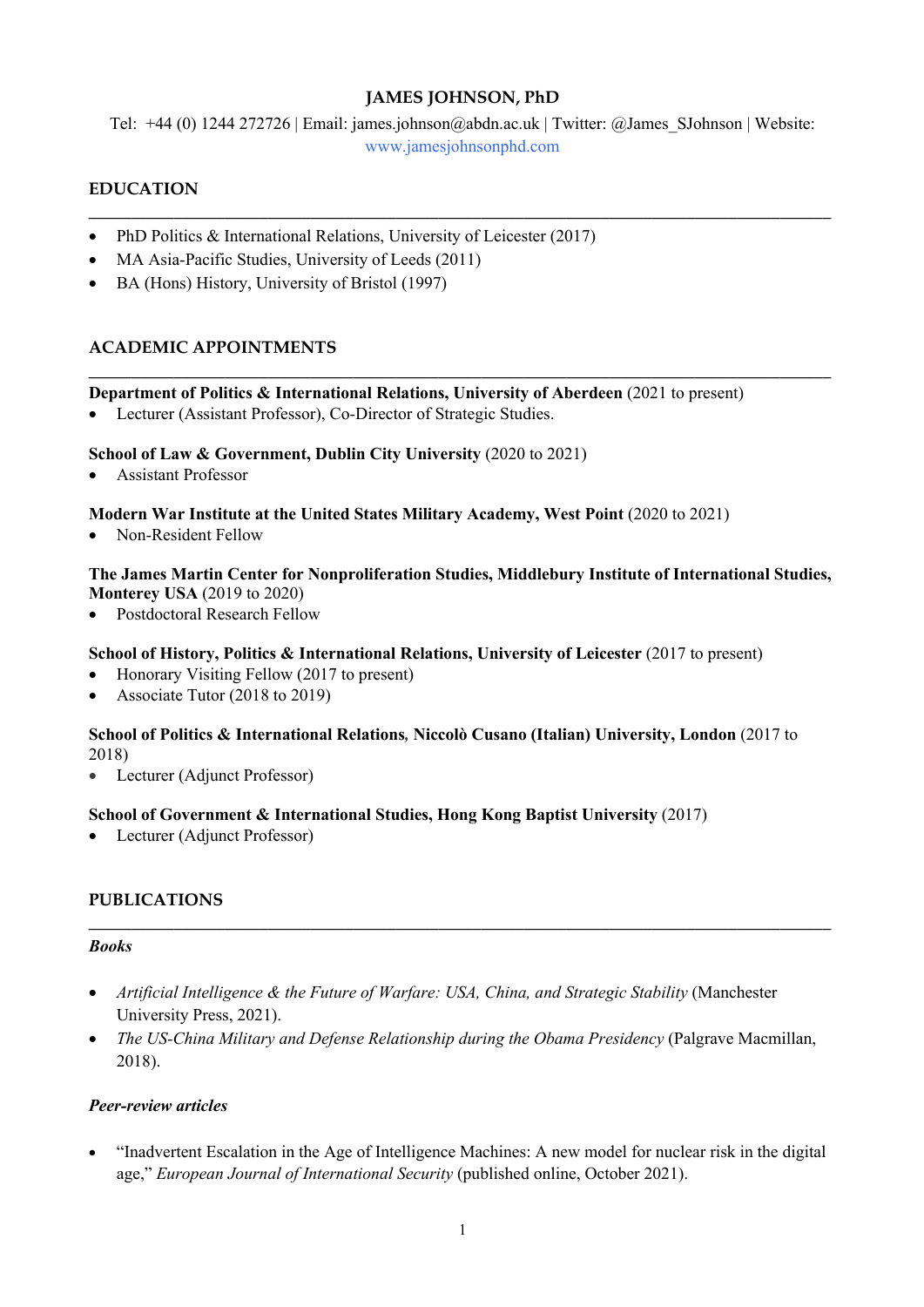# JAMES JOHNSON, PhD

Tel: +44 (0) 1244 272726 | Email: james.johnson@abdn.ac.uk | Twitter: @James_SJohnson | Website: www.jamesjohnsonphd.com

## EDUCATION

- PhD Politics & International Relations, University of Leicester (2017)
- MA Asia-Pacific Studies, University of Leeds (2011)
- BA (Hons) History, University of Bristol (1997)

## ACADEMIC APPOINTMENTS

**Department of Politics & International Relations, University of Aberdeen** (2021 to present)
- Lecturer (Assistant Professor), Co-Director of Strategic Studies.

**School of Law & Government, Dublin City University** (2020 to 2021)
- Assistant Professor

**Modern War Institute at the United States Military Academy, West Point** (2020 to 2021)
- Non-Resident Fellow

**The James Martin Center for Nonproliferation Studies, Middlebury Institute of International Studies, Monterey USA** (2019 to 2020)
- Postdoctoral Research Fellow

**School of History, Politics & International Relations, University of Leicester** (2017 to present)
- Honorary Visiting Fellow (2017 to present)
- Associate Tutor (2018 to 2019)

**School of Politics & International Relations, Niccolò Cusano (Italian) University, London** (2017 to 2018)
- Lecturer (Adjunct Professor)

**School of Government & International Studies, Hong Kong Baptist University** (2017)
- Lecturer (Adjunct Professor)

## PUBLICATIONS

### *Books*

- *Artificial Intelligence & the Future of Warfare: USA, China, and Strategic Stability* (Manchester University Press, 2021).
- *The US-China Military and Defense Relationship during the Obama Presidency* (Palgrave Macmillan, 2018).

### *Peer-review articles*

- "Inadvertent Escalation in the Age of Intelligence Machines: A new model for nuclear risk in the digital age," *European Journal of International Security* (published online, October 2021).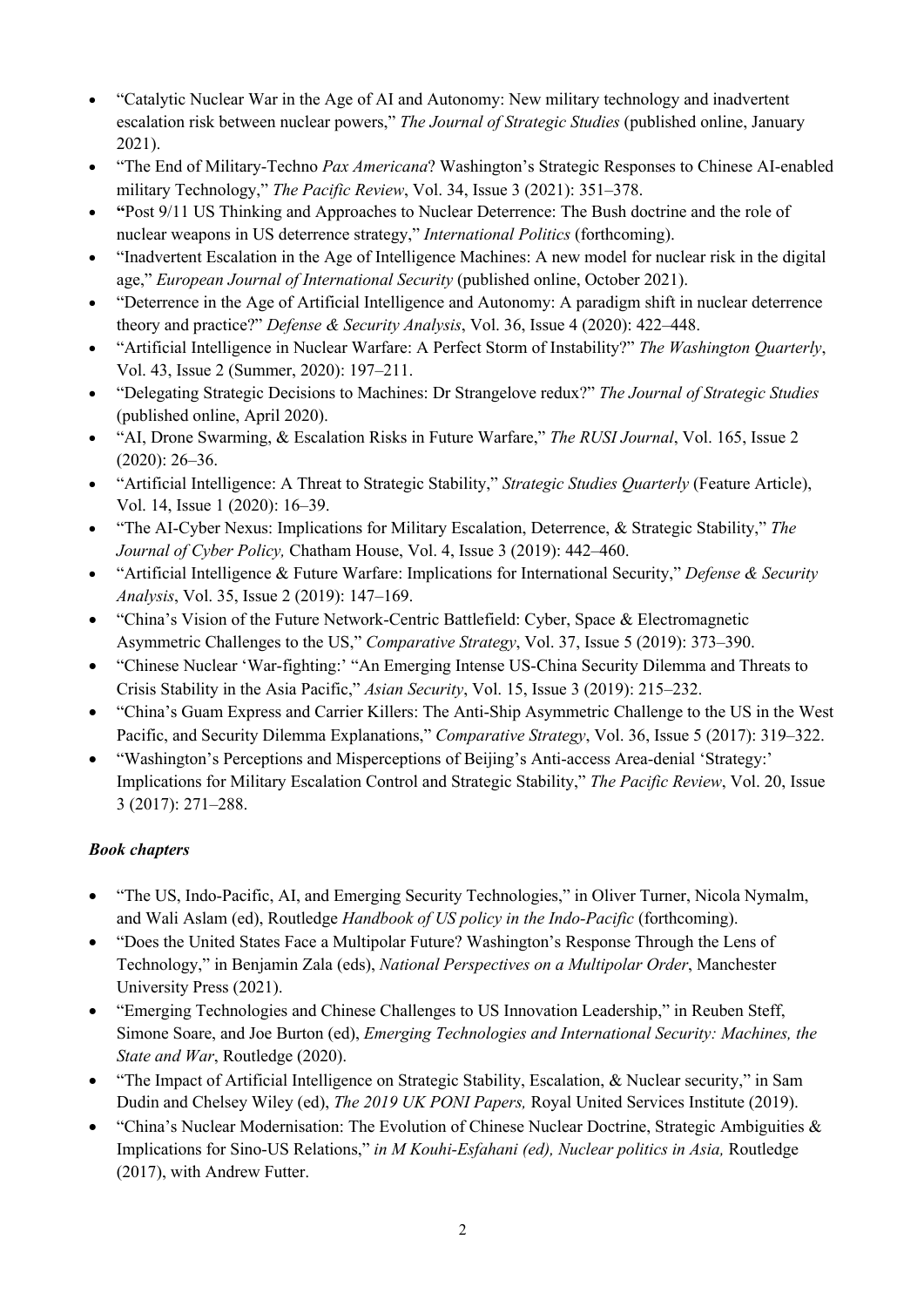- "Catalytic Nuclear War in the Age of AI and Autonomy: New military technology and inadvertent escalation risk between nuclear powers," *The Journal of Strategic Studies* (published online, January 2021).
- "The End of Military-Techno *Pax Americana*? Washington's Strategic Responses to Chinese AI-enabled military Technology," *The Pacific Review*, Vol. 34, Issue 3 (2021): 351–378.
- **"**Post 9/11 US Thinking and Approaches to Nuclear Deterrence: The Bush doctrine and the role of nuclear weapons in US deterrence strategy," *International Politics* (forthcoming).
- "Inadvertent Escalation in the Age of Intelligence Machines: A new model for nuclear risk in the digital age," *European Journal of International Security* (published online, October 2021).
- "Deterrence in the Age of Artificial Intelligence and Autonomy: A paradigm shift in nuclear deterrence theory and practice?" *Defense & Security Analysis*, Vol. 36, Issue 4 (2020): 422–448.
- "Artificial Intelligence in Nuclear Warfare: A Perfect Storm of Instability?" *The Washington Quarterly*, Vol. 43, Issue 2 (Summer, 2020): 197–211.
- "Delegating Strategic Decisions to Machines: Dr Strangelove redux?" *The Journal of Strategic Studies* (published online, April 2020).
- "AI, Drone Swarming, & Escalation Risks in Future Warfare," *The RUSI Journal*, Vol. 165, Issue 2 (2020): 26–36.
- "Artificial Intelligence: A Threat to Strategic Stability," *Strategic Studies Quarterly* (Feature Article), Vol. 14, Issue 1 (2020): 16–39.
- "The AI-Cyber Nexus: Implications for Military Escalation, Deterrence, & Strategic Stability," *The Journal of Cyber Policy,* Chatham House, Vol. 4, Issue 3 (2019): 442–460.
- "Artificial Intelligence & Future Warfare: Implications for International Security," *Defense & Security Analysis*, Vol. 35, Issue 2 (2019): 147–169.
- "China's Vision of the Future Network-Centric Battlefield: Cyber, Space & Electromagnetic Asymmetric Challenges to the US," *Comparative Strategy*, Vol. 37, Issue 5 (2019): 373–390.
- "Chinese Nuclear 'War-fighting:' "An Emerging Intense US-China Security Dilemma and Threats to Crisis Stability in the Asia Pacific," *Asian Security*, Vol. 15, Issue 3 (2019): 215–232.
- "China's Guam Express and Carrier Killers: The Anti-Ship Asymmetric Challenge to the US in the West Pacific, and Security Dilemma Explanations," *Comparative Strategy*, Vol. 36, Issue 5 (2017): 319–322.
- "Washington's Perceptions and Misperceptions of Beijing's Anti-access Area-denial 'Strategy:' Implications for Military Escalation Control and Strategic Stability," *The Pacific Review*, Vol. 20, Issue 3 (2017): 271–288.

### *Book chapters*

- "The US, Indo-Pacific, AI, and Emerging Security Technologies," in Oliver Turner, Nicola Nymalm, and Wali Aslam (ed), Routledge *Handbook of US policy in the Indo-Pacific* (forthcoming).
- "Does the United States Face a Multipolar Future? Washington's Response Through the Lens of Technology," in Benjamin Zala (eds), *National Perspectives on a Multipolar Order*, Manchester University Press (2021).
- "Emerging Technologies and Chinese Challenges to US Innovation Leadership," in Reuben Steff, Simone Soare, and Joe Burton (ed), *Emerging Technologies and International Security: Machines, the State and War*, Routledge (2020).
- "The Impact of Artificial Intelligence on Strategic Stability, Escalation, & Nuclear security," in Sam Dudin and Chelsey Wiley (ed), *The 2019 UK PONI Papers,* Royal United Services Institute (2019).
- "China's Nuclear Modernisation: The Evolution of Chinese Nuclear Doctrine, Strategic Ambiguities & Implications for Sino-US Relations," *in M Kouhi-Esfahani (ed), Nuclear politics in Asia,* Routledge (2017), with Andrew Futter.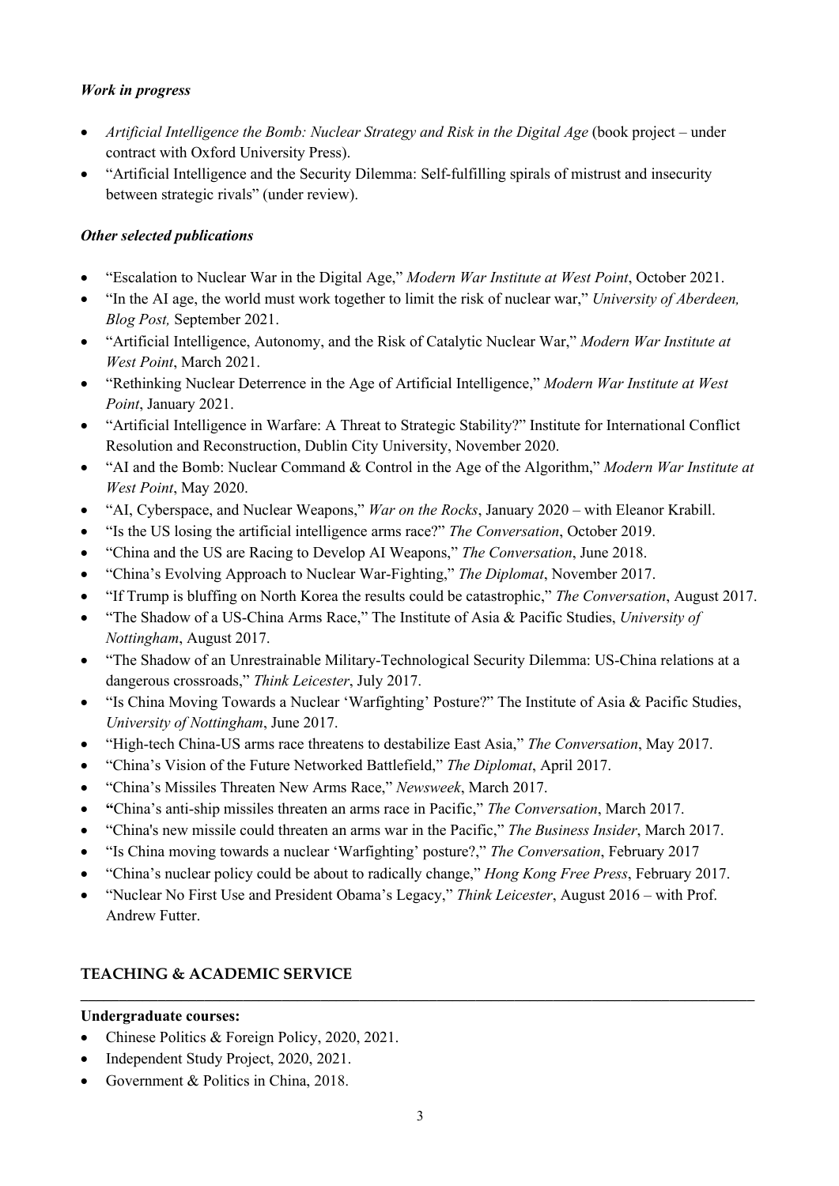### *Work in progress*

- *Artificial Intelligence the Bomb: Nuclear Strategy and Risk in the Digital Age* (book project – under contract with Oxford University Press).
- "Artificial Intelligence and the Security Dilemma: Self-fulfilling spirals of mistrust and insecurity between strategic rivals" (under review).

### *Other selected publications*

- "Escalation to Nuclear War in the Digital Age," *Modern War Institute at West Point*, October 2021.
- "In the AI age, the world must work together to limit the risk of nuclear war," *University of Aberdeen, Blog Post,* September 2021.
- "Artificial Intelligence, Autonomy, and the Risk of Catalytic Nuclear War," *Modern War Institute at West Point*, March 2021.
- "Rethinking Nuclear Deterrence in the Age of Artificial Intelligence," *Modern War Institute at West Point*, January 2021.
- "Artificial Intelligence in Warfare: A Threat to Strategic Stability?" Institute for International Conflict Resolution and Reconstruction, Dublin City University, November 2020.
- "AI and the Bomb: Nuclear Command & Control in the Age of the Algorithm," *Modern War Institute at West Point*, May 2020.
- "AI, Cyberspace, and Nuclear Weapons," *War on the Rocks*, January 2020 – with Eleanor Krabill.
- "Is the US losing the artificial intelligence arms race?" *The Conversation*, October 2019.
- "China and the US are Racing to Develop AI Weapons," *The Conversation*, June 2018.
- "China's Evolving Approach to Nuclear War-Fighting," *The Diplomat*, November 2017.
- "If Trump is bluffing on North Korea the results could be catastrophic," *The Conversation*, August 2017.
- "The Shadow of a US-China Arms Race," The Institute of Asia & Pacific Studies, *University of Nottingham*, August 2017.
- "The Shadow of an Unrestrainable Military-Technological Security Dilemma: US-China relations at a dangerous crossroads," *Think Leicester*, July 2017.
- "Is China Moving Towards a Nuclear 'Warfighting' Posture?" The Institute of Asia & Pacific Studies, *University of Nottingham*, June 2017.
- "High-tech China-US arms race threatens to destabilize East Asia," *The Conversation*, May 2017.
- "China's Vision of the Future Networked Battlefield," *The Diplomat*, April 2017.
- "China's Missiles Threaten New Arms Race," *Newsweek*, March 2017.
- **"**China's anti-ship missiles threaten an arms race in Pacific," *The Conversation*, March 2017.
- "China's new missile could threaten an arms war in the Pacific," *The Business Insider*, March 2017.
- "Is China moving towards a nuclear 'Warfighting' posture?," *The Conversation*, February 2017
- "China's nuclear policy could be about to radically change," *Hong Kong Free Press*, February 2017.
- "Nuclear No First Use and President Obama's Legacy," *Think Leicester*, August 2016 – with Prof. Andrew Futter.

## TEACHING & ACADEMIC SERVICE

**Undergraduate courses:**

- Chinese Politics & Foreign Policy, 2020, 2021.
- Independent Study Project, 2020, 2021.
- Government & Politics in China, 2018.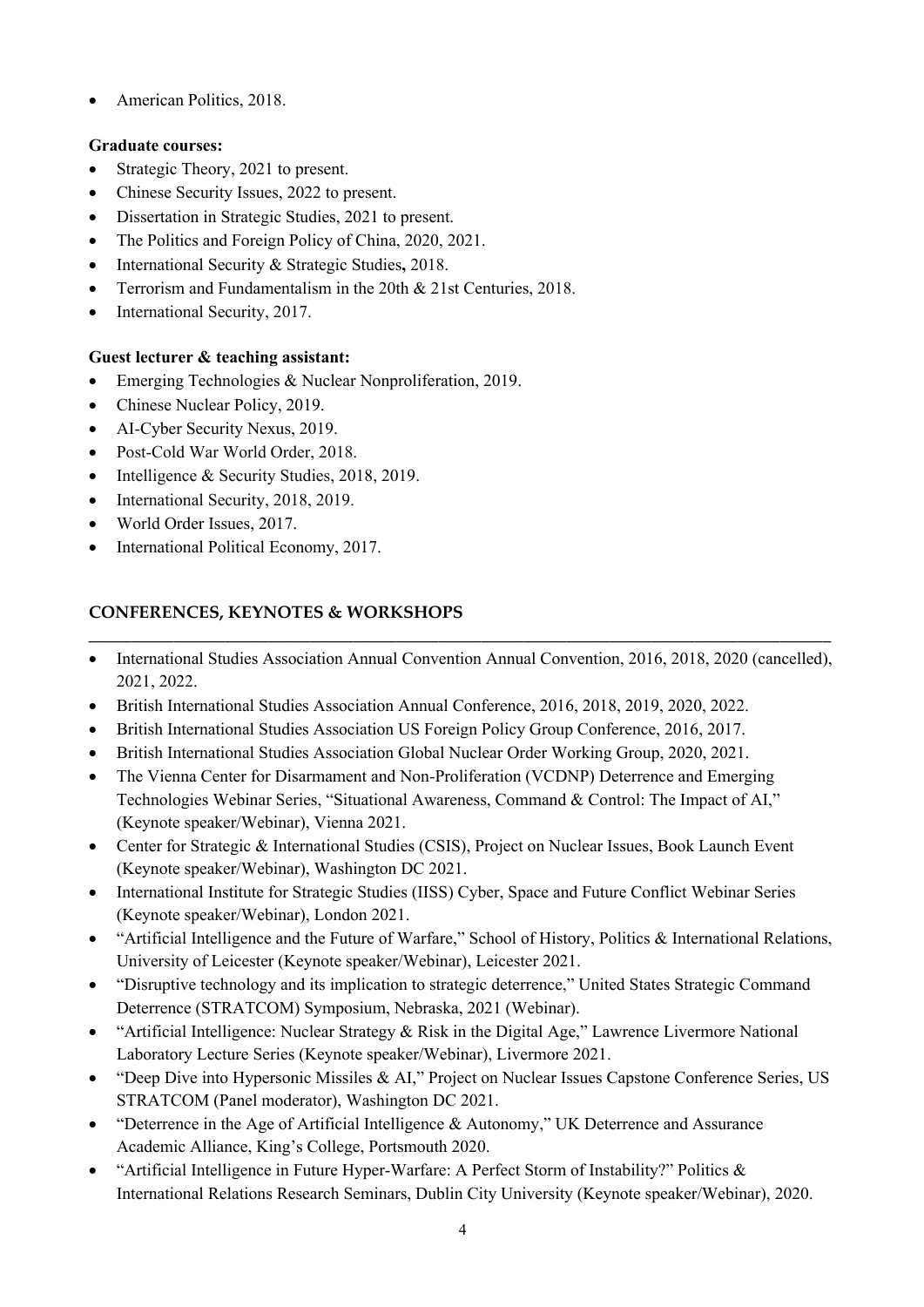- American Politics, 2018.

**Graduate courses:**

- Strategic Theory, 2021 to present.
- Chinese Security Issues, 2022 to present.
- Dissertation in Strategic Studies, 2021 to present.
- The Politics and Foreign Policy of China, 2020, 2021.
- International Security & Strategic Studies**,** 2018.
- Terrorism and Fundamentalism in the 20th & 21st Centuries, 2018.
- International Security, 2017.

**Guest lecturer & teaching assistant:**

- Emerging Technologies & Nuclear Nonproliferation, 2019.
- Chinese Nuclear Policy, 2019.
- AI-Cyber Security Nexus, 2019.
- Post-Cold War World Order, 2018.
- Intelligence & Security Studies, 2018, 2019.
- International Security, 2018, 2019.
- World Order Issues, 2017.
- International Political Economy, 2017.

## CONFERENCES, KEYNOTES & WORKSHOPS

- International Studies Association Annual Convention Annual Convention, 2016, 2018, 2020 (cancelled), 2021, 2022.
- British International Studies Association Annual Conference, 2016, 2018, 2019, 2020, 2022.
- British International Studies Association US Foreign Policy Group Conference, 2016, 2017.
- British International Studies Association Global Nuclear Order Working Group, 2020, 2021.
- The Vienna Center for Disarmament and Non-Proliferation (VCDNP) Deterrence and Emerging Technologies Webinar Series, "Situational Awareness, Command & Control: The Impact of AI," (Keynote speaker/Webinar), Vienna 2021.
- Center for Strategic & International Studies (CSIS), Project on Nuclear Issues, Book Launch Event (Keynote speaker/Webinar), Washington DC 2021.
- International Institute for Strategic Studies (IISS) Cyber, Space and Future Conflict Webinar Series (Keynote speaker/Webinar), London 2021.
- "Artificial Intelligence and the Future of Warfare," School of History, Politics & International Relations, University of Leicester (Keynote speaker/Webinar), Leicester 2021.
- "Disruptive technology and its implication to strategic deterrence," United States Strategic Command Deterrence (STRATCOM) Symposium, Nebraska, 2021 (Webinar).
- "Artificial Intelligence: Nuclear Strategy & Risk in the Digital Age," Lawrence Livermore National Laboratory Lecture Series (Keynote speaker/Webinar), Livermore 2021.
- "Deep Dive into Hypersonic Missiles & AI," Project on Nuclear Issues Capstone Conference Series, US STRATCOM (Panel moderator), Washington DC 2021.
- "Deterrence in the Age of Artificial Intelligence & Autonomy," UK Deterrence and Assurance Academic Alliance, King's College, Portsmouth 2020.
- "Artificial Intelligence in Future Hyper-Warfare: A Perfect Storm of Instability?" Politics & International Relations Research Seminars, Dublin City University (Keynote speaker/Webinar), 2020.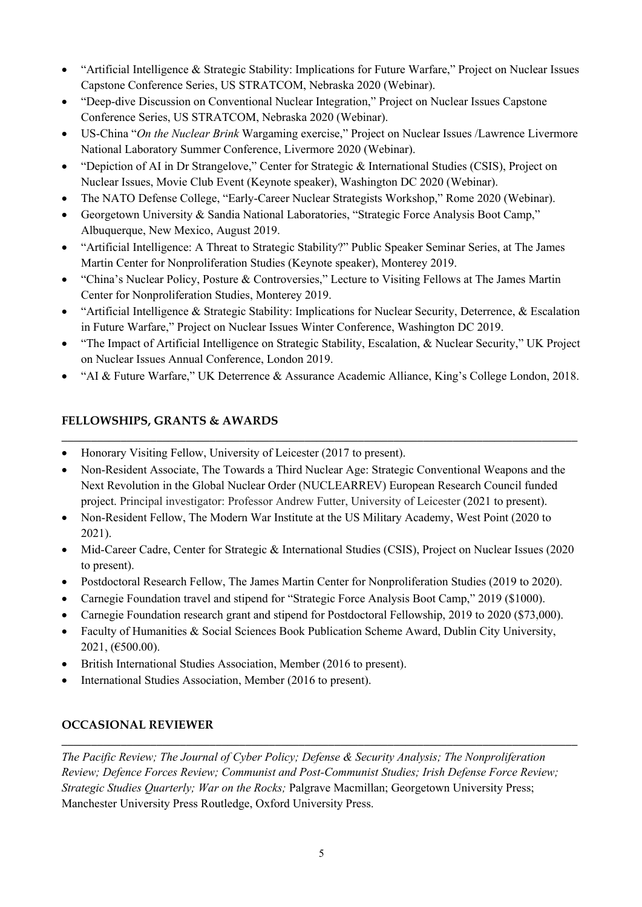- "Artificial Intelligence & Strategic Stability: Implications for Future Warfare," Project on Nuclear Issues Capstone Conference Series, US STRATCOM, Nebraska 2020 (Webinar).
- "Deep-dive Discussion on Conventional Nuclear Integration," Project on Nuclear Issues Capstone Conference Series, US STRATCOM, Nebraska 2020 (Webinar).
- US-China "*On the Nuclear Brink* Wargaming exercise," Project on Nuclear Issues /Lawrence Livermore National Laboratory Summer Conference, Livermore 2020 (Webinar).
- "Depiction of AI in Dr Strangelove," Center for Strategic & International Studies (CSIS), Project on Nuclear Issues, Movie Club Event (Keynote speaker), Washington DC 2020 (Webinar).
- The NATO Defense College, "Early-Career Nuclear Strategists Workshop," Rome 2020 (Webinar).
- Georgetown University & Sandia National Laboratories, "Strategic Force Analysis Boot Camp," Albuquerque, New Mexico, August 2019.
- "Artificial Intelligence: A Threat to Strategic Stability?" Public Speaker Seminar Series, at The James Martin Center for Nonproliferation Studies (Keynote speaker), Monterey 2019.
- "China's Nuclear Policy, Posture & Controversies," Lecture to Visiting Fellows at The James Martin Center for Nonproliferation Studies, Monterey 2019.
- "Artificial Intelligence & Strategic Stability: Implications for Nuclear Security, Deterrence, & Escalation in Future Warfare," Project on Nuclear Issues Winter Conference, Washington DC 2019.
- "The Impact of Artificial Intelligence on Strategic Stability, Escalation, & Nuclear Security," UK Project on Nuclear Issues Annual Conference, London 2019.
- "AI & Future Warfare," UK Deterrence & Assurance Academic Alliance, King's College London, 2018.

## FELLOWSHIPS, GRANTS & AWARDS

- Honorary Visiting Fellow, University of Leicester (2017 to present).
- Non-Resident Associate, The Towards a Third Nuclear Age: Strategic Conventional Weapons and the Next Revolution in the Global Nuclear Order (NUCLEARREV) European Research Council funded project. Principal investigator: Professor Andrew Futter, University of Leicester (2021 to present).
- Non-Resident Fellow, The Modern War Institute at the US Military Academy, West Point (2020 to 2021).
- Mid-Career Cadre, Center for Strategic & International Studies (CSIS), Project on Nuclear Issues (2020 to present).
- Postdoctoral Research Fellow, The James Martin Center for Nonproliferation Studies (2019 to 2020).
- Carnegie Foundation travel and stipend for "Strategic Force Analysis Boot Camp," 2019 ($1000).
- Carnegie Foundation research grant and stipend for Postdoctoral Fellowship, 2019 to 2020 ($73,000).
- Faculty of Humanities & Social Sciences Book Publication Scheme Award, Dublin City University, 2021, (€500.00).
- British International Studies Association, Member (2016 to present).
- International Studies Association, Member (2016 to present).

## OCCASIONAL REVIEWER

*The Pacific Review; The Journal of Cyber Policy; Defense & Security Analysis; The Nonproliferation Review; Defence Forces Review; Communist and Post-Communist Studies; Irish Defense Force Review; Strategic Studies Quarterly; War on the Rocks;* Palgrave Macmillan; Georgetown University Press; Manchester University Press Routledge, Oxford University Press.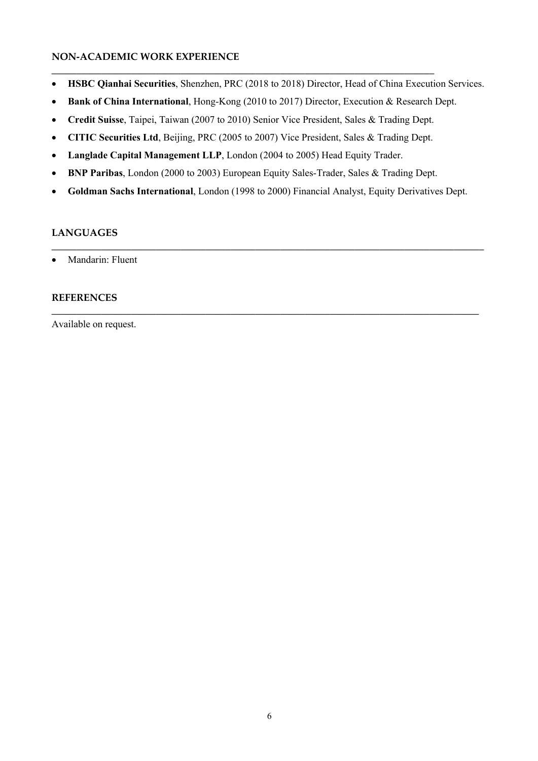## NON-ACADEMIC WORK EXPERIENCE

- **HSBC Qianhai Securities**, Shenzhen, PRC (2018 to 2018) Director, Head of China Execution Services.
- **Bank of China International**, Hong-Kong (2010 to 2017) Director, Execution & Research Dept.
- **Credit Suisse**, Taipei, Taiwan (2007 to 2010) Senior Vice President, Sales & Trading Dept.
- **CITIC Securities Ltd**, Beijing, PRC (2005 to 2007) Vice President, Sales & Trading Dept.
- **Langlade Capital Management LLP**, London (2004 to 2005) Head Equity Trader.
- **BNP Paribas**, London (2000 to 2003) European Equity Sales-Trader, Sales & Trading Dept.
- **Goldman Sachs International**, London (1998 to 2000) Financial Analyst, Equity Derivatives Dept.

## LANGUAGES

- Mandarin: Fluent

## REFERENCES

Available on request.